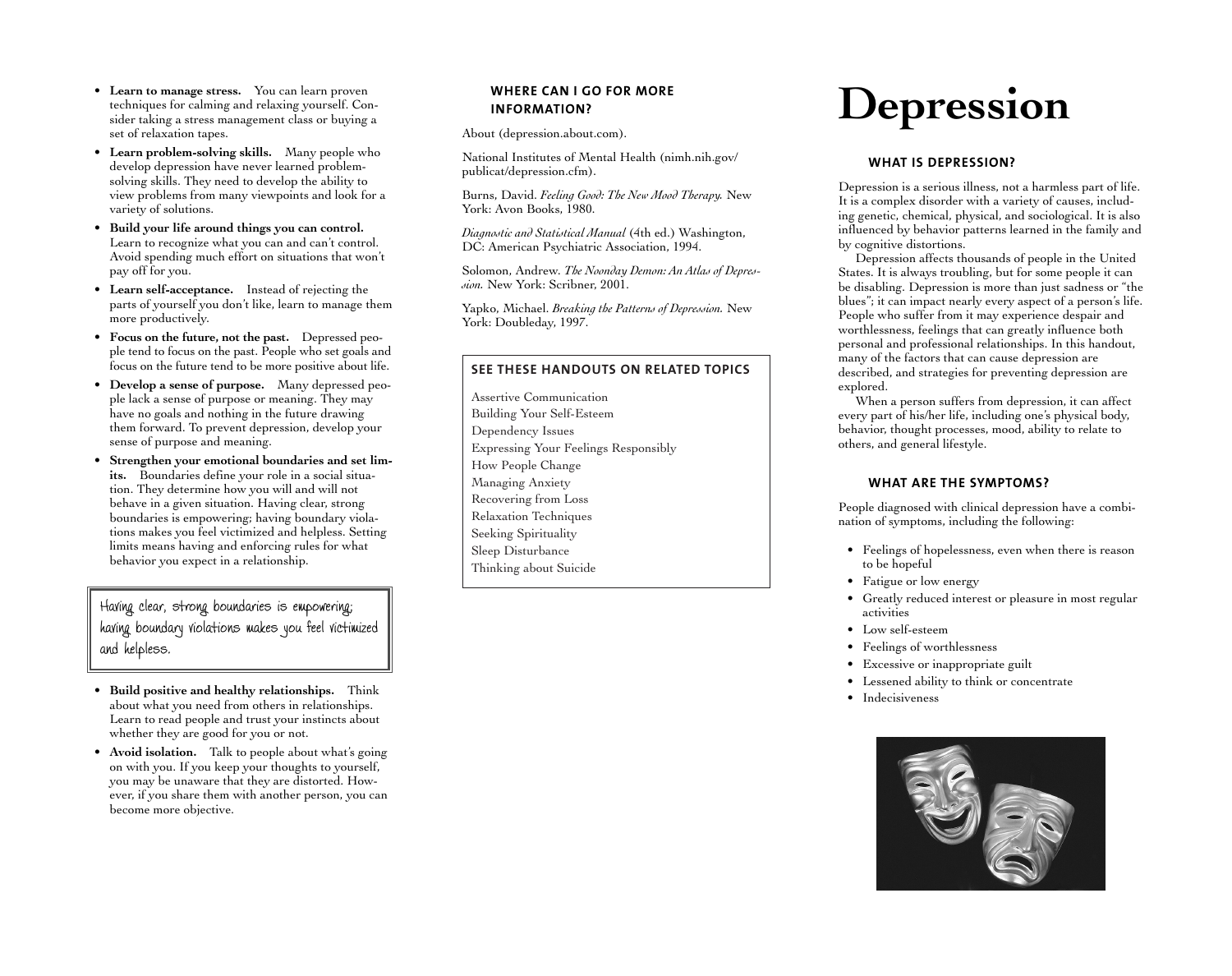# Depression

### WHAT IS DEPRESSION?

Depression is a serious illness, not a harmless part of life. It is a complex disorder with a variety of causes, including genetic, chemical, physical, and sociological. It is also influenced by behavior patterns learned in the family and by cognitive distortions.

Depression affects thousands of people in the United States. It is always troubling, but for some people it can be disabling. Depression is more than just sadness or "the blues"; it can impact nearly every aspect of a person's life. People who suffer from it may experience despair and worthlessness, feelings that can greatly influence both personal and professional relationships. In this handout, many of the factors that can cause depression are described, and strategies for preventing depression are explored.

When a person suffers from depression, it can affect every part of his/her life, including one's physical body, behavior, thought processes, mood, ability to relate to others, and general lifestyle.

### WHAT ARE THE SYMPTOMS?

People diagnosed with clinical depression have a combination of symptoms, including the following:

- Feelings of hopelessness, even when there is reason to be hopeful
- Fatigue or low energy
- Greatly reduced interest or pleasure in most regular activities
- Low self-esteem
- Feelings of worthlessness
- Excessive or inappropriate guilt
- Lessened ability to think or concentrate
- Indecisiveness

---

- **Learn to manage stress.** You can learn proven techniques for calming and relaxing yourself. Consider taking a stress management class or buying a set of relaxation tapes.
- **Learn problem-solving skills.** Many people who develop depression have never learned problem-solving skills. They need to develop the ability to view problems from many viewpoints and look for a variety of solutions.
- **Build your life around things you can control.** Learn to recognize what you can and can't control. Avoid spending much effort on situations that won't pay off for you.
- **Learn self-acceptance.** Instead of rejecting the parts of yourself you don't like, learn to manage them more productively.
- **Focus on the future, not the past.** Depressed people tend to focus on the past. People who set goals and focus on the future tend to be more positive about life.
- **Develop a sense of purpose.** Many depressed people lack a sense of purpose or meaning. They may have no goals and nothing in the future drawing them forward. To prevent depression, develop your sense of purpose and meaning.
- **Strengthen your emotional boundaries and set limits.** Boundaries define your role in a social situation. They determine how you will and will not behave in a given situation. Having clear, strong boundaries is empowering; having boundary violations makes you feel victimized and helpless. Setting limits means having and enforcing rules for what behavior you expect in a relationship.

> Having clear, strong boundaries is empowering; having boundary violations makes you feel victimized and helpless.

- **Build positive and healthy relationships.** Think about what you need from others in relationships. Learn to read people and trust your instincts about whether they are good for you or not.
- **Avoid isolation.** Talk to people about what's going on with you. If you keep your thoughts to yourself, you may be unaware that they are distorted. However, if you share them with another person, you can become more objective.

### WHERE CAN I GO FOR MORE INFORMATION?

About (depression.about.com).

National Institutes of Mental Health (nimh.nih.gov/publicat/depression.cfm).

Burns, David. *Feeling Good: The New Mood Therapy.* New York: Avon Books, 1980.

*Diagnostic and Statistical Manual* (4th ed.) Washington, DC: American Psychiatric Association, 1994.

Solomon, Andrew. *The Noonday Demon: An Atlas of Depression.* New York: Scribner, 2001.

Yapko, Michael. *Breaking the Patterns of Depression.* New York: Doubleday, 1997.

### SEE THESE HANDOUTS ON RELATED TOPICS

Assertive Communication
Building Your Self-Esteem
Dependency Issues
Expressing Your Feelings Responsibly
How People Change
Managing Anxiety
Recovering from Loss
Relaxation Techniques
Seeking Spirituality
Sleep Disturbance
Thinking about Suicide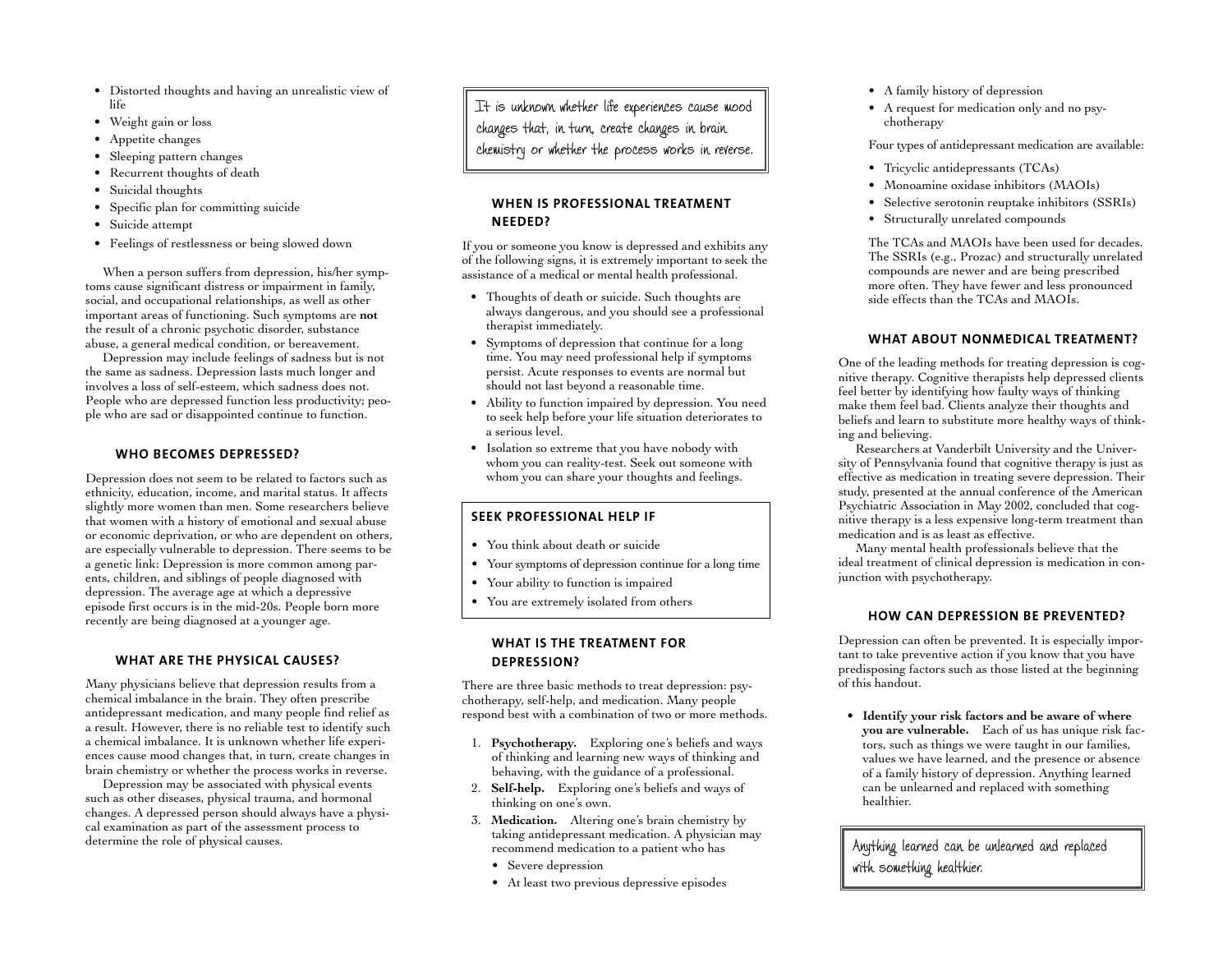- Distorted thoughts and having an unrealistic view of life
- Weight gain or loss
- Appetite changes
- Sleeping pattern changes
- Recurrent thoughts of death
- Suicidal thoughts
- Specific plan for committing suicide
- Suicide attempt
- Feelings of restlessness or being slowed down

When a person suffers from depression, his/her symptoms cause significant distress or impairment in family, social, and occupational relationships, as well as other important areas of functioning. Such symptoms are **not** the result of a chronic psychotic disorder, substance abuse, a general medical condition, or bereavement.

Depression may include feelings of sadness but is not the same as sadness. Depression lasts much longer and involves a loss of self-esteem, which sadness does not. People who are depressed function less productivity; people who are sad or disappointed continue to function.

### WHO BECOMES DEPRESSED?

Depression does not seem to be related to factors such as ethnicity, education, income, and marital status. It affects slightly more women than men. Some researchers believe that women with a history of emotional and sexual abuse or economic deprivation, or who are dependent on others, are especially vulnerable to depression. There seems to be a genetic link: Depression is more common among parents, children, and siblings of people diagnosed with depression. The average age at which a depressive episode first occurs is in the mid-20s. People born more recently are being diagnosed at a younger age.

### WHAT ARE THE PHYSICAL CAUSES?

Many physicians believe that depression results from a chemical imbalance in the brain. They often prescribe antidepressant medication, and many people find relief as a result. However, there is no reliable test to identify such a chemical imbalance. It is unknown whether life experiences cause mood changes that, in turn, create changes in brain chemistry or whether the process works in reverse.

Depression may be associated with physical events such as other diseases, physical trauma, and hormonal changes. A depressed person should always have a physical examination as part of the assessment process to determine the role of physical causes.

> It is unknown whether life experiences cause mood changes that, in turn, create changes in brain chemistry or whether the process works in reverse.

### WHEN IS PROFESSIONAL TREATMENT NEEDED?

If you or someone you know is depressed and exhibits any of the following signs, it is extremely important to seek the assistance of a medical or mental health professional.

- Thoughts of death or suicide. Such thoughts are always dangerous, and you should see a professional therapist immediately.
- Symptoms of depression that continue for a long time. You may need professional help if symptoms persist. Acute responses to events are normal but should not last beyond a reasonable time.
- Ability to function impaired by depression. You need to seek help before your life situation deteriorates to a serious level.
- Isolation so extreme that you have nobody with whom you can reality-test. Seek out someone with whom you can share your thoughts and feelings.

> **SEEK PROFESSIONAL HELP IF**
>
> - You think about death or suicide
> - Your symptoms of depression continue for a long time
> - Your ability to function is impaired
> - You are extremely isolated from others

### WHAT IS THE TREATMENT FOR DEPRESSION?

There are three basic methods to treat depression: psychotherapy, self-help, and medication. Many people respond best with a combination of two or more methods.

1. **Psychotherapy.** Exploring one's beliefs and ways of thinking and learning new ways of thinking and behaving, with the guidance of a professional.
2. **Self-help.** Exploring one's beliefs and ways of thinking on one's own.
3. **Medication.** Altering one's brain chemistry by taking antidepressant medication. A physician may recommend medication to a patient who has
   - Severe depression
   - At least two previous depressive episodes
   - A family history of depression
   - A request for medication only and no psychotherapy

   Four types of antidepressant medication are available:

   - Tricyclic antidepressants (TCAs)
   - Monoamine oxidase inhibitors (MAOIs)
   - Selective serotonin reuptake inhibitors (SSRIs)
   - Structurally unrelated compounds

   The TCAs and MAOIs have been used for decades. The SSRIs (e.g., Prozac) and structurally unrelated compounds are newer and are being prescribed more often. They have fewer and less pronounced side effects than the TCAs and MAOIs.

### WHAT ABOUT NONMEDICAL TREATMENT?

One of the leading methods for treating depression is cognitive therapy. Cognitive therapists help depressed clients feel better by identifying how faulty ways of thinking make them feel bad. Clients analyze their thoughts and beliefs and learn to substitute more healthy ways of thinking and believing.

Researchers at Vanderbilt University and the University of Pennsylvania found that cognitive therapy is just as effective as medication in treating severe depression. Their study, presented at the annual conference of the American Psychiatric Association in May 2002, concluded that cognitive therapy is a less expensive long-term treatment than medication and is as least as effective.

Many mental health professionals believe that the ideal treatment of clinical depression is medication in conjunction with psychotherapy.

### HOW CAN DEPRESSION BE PREVENTED?

Depression can often be prevented. It is especially important to take preventive action if you know that you have predisposing factors such as those listed at the beginning of this handout.

- **Identify your risk factors and be aware of where you are vulnerable.** Each of us has unique risk factors, such as things we were taught in our families, values we have learned, and the presence or absence of a family history of depression. Anything learned can be unlearned and replaced with something healthier.

> Anything learned can be unlearned and replaced with something healthier.